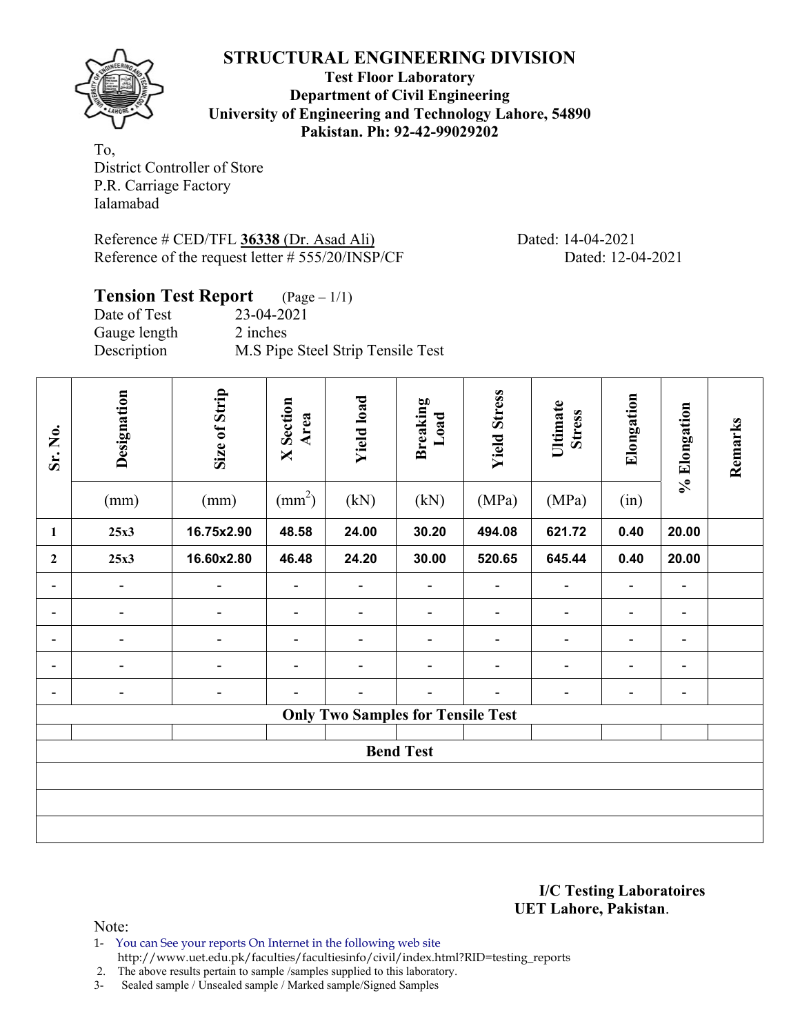# STRUCTURAL ENGINEERING DIVISION

**Test Floor Laboratory**
**Department of Civil Engineering**
**University of Engineering and Technology Lahore, 54890**
**Pakistan. Ph: 92-42-99029202**

To,
District Controller of Store
P.R. Carriage Factory
Ialamabad

Reference # CED/TFL **36338** (Dr. Asad Ali) Dated: 14-04-2021
Reference of the request letter # 555/20/INSP/CF Dated: 12-04-2021

## Tension Test Report (Page – 1/1)

Date of Test 23-04-2021
Gauge length 2 inches
Description M.S Pipe Steel Strip Tensile Test

| Sr. No. | Designation (mm) | Size of Strip (mm) | X Section Area ($mm^2$) | Yield load (kN) | Breaking Load (kN) | Yield Stress (MPa) | Ultimate Stress (MPa) | Elongation (in) | % Elongation | Remarks |
|---|---|---|---|---|---|---|---|---|---|---|
| **1** | **25x3** | **16.75x2.90** | **48.58** | **24.00** | **30.20** | **494.08** | **621.72** | **0.40** | **20.00** | |
| **2** | **25x3** | **16.60x2.80** | **46.48** | **24.20** | **30.00** | **520.65** | **645.44** | **0.40** | **20.00** | |
| - | - | - | - | - | - | - | - | - | - | |
| - | - | - | - | - | - | - | - | - | - | |
| - | - | - | - | - | - | - | - | - | - | |
| - | - | - | - | - | - | - | - | - | - | |
| - | - | - | - | - | - | - | - | - | - | |
| | | | | **Only Two Samples for Tensile Test** | | | | | | |
| | | | | | | | | | | |
| | | | | **Bend Test** | | | | | | |
| | | | | | | | | | | |
| | | | | | | | | | | |
| | | | | | | | | | | |

**I/C Testing Laboratoires**
**UET Lahore, Pakistan**.

Note:
1- You can See your reports On Internet in the following web site
http://www.uet.edu.pk/faculties/facultiesinfo/civil/index.html?RID=testing_reports
2. The above results pertain to sample /samples supplied to this laboratory.
3- Sealed sample / Unsealed sample / Marked sample/Signed Samples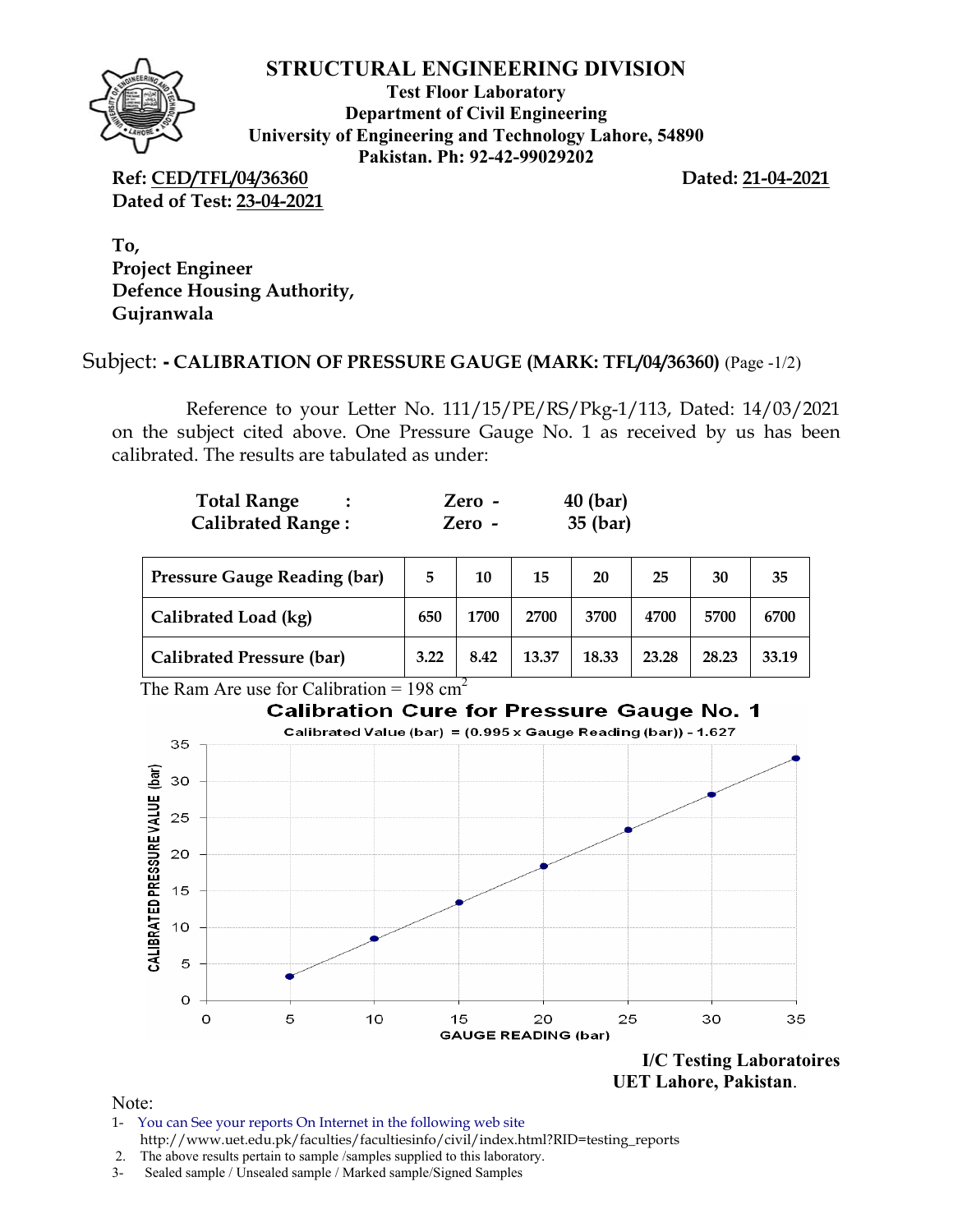# STRUCTURAL ENGINEERING DIVISION

**Test Floor Laboratory**
**Department of Civil Engineering**
**University of Engineering and Technology Lahore, 54890**
**Pakistan. Ph: 92-42-99029202**

**Ref: CED/TFL/04/36360** **Dated: 21-04-2021**
**Dated of Test: 23-04-2021**

**To,**
**Project Engineer**
**Defence Housing Authority,**
**Gujranwala**

Subject: **- CALIBRATION OF PRESSURE GAUGE (MARK: TFL/04/36360)** (Page -1/2)

Reference to your Letter No. 111/15/PE/RS/Pkg-1/113, Dated: 14/03/2021 on the subject cited above. One Pressure Gauge No. 1 as received by us has been calibrated. The results are tabulated as under:

| | | |
|---|---|---|
| **Total Range :** | **Zero -** | **40 (bar)** |
| **Calibrated Range :** | **Zero -** | **35 (bar)** |

| Pressure Gauge Reading (bar) | 5 | 10 | 15 | 20 | 25 | 30 | 35 |
|---|---|---|---|---|---|---|---|
| Calibrated Load (kg) | 650 | 1700 | 2700 | 3700 | 4700 | 5700 | 6700 |
| Calibrated Pressure (bar) | 3.22 | 8.42 | 13.37 | 18.33 | 23.28 | 28.23 | 33.19 |

The Ram Are use for Calibration = 198 $cm^2$

**Calibration Cure for Pressure Gauge No. 1**

Calibrated Value (bar) = (0.995 x Gauge Reading (bar)) - 1.627

**I/C Testing Laboratoires**
**UET Lahore, Pakistan**.

Note:

1- You can See your reports On Internet in the following web site
http://www.uet.edu.pk/faculties/facultiesinfo/civil/index.html?RID=testing_reports
2. The above results pertain to sample /samples supplied to this laboratory.
3- Sealed sample / Unsealed sample / Marked sample/Signed Samples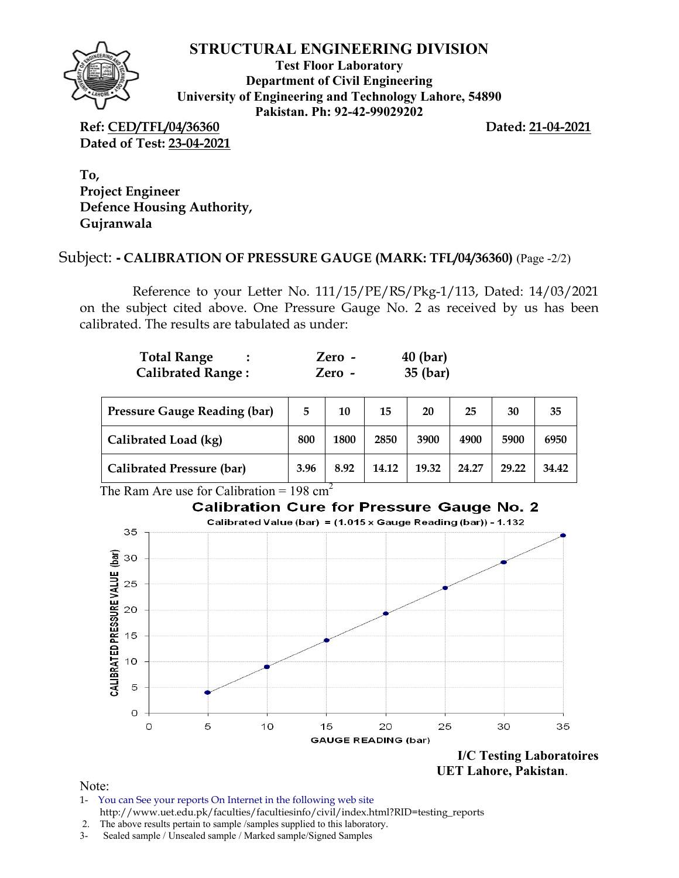# STRUCTURAL ENGINEERING DIVISION

**Test Floor Laboratory**
**Department of Civil Engineering**
**University of Engineering and Technology Lahore, 54890**
**Pakistan. Ph: 92-42-99029202**

**Ref: CED/TFL/04/36360** **Dated: 21-04-2021**
**Dated of Test: 23-04-2021**

**To,**
**Project Engineer**
**Defence Housing Authority,**
**Gujranwala**

Subject: **- CALIBRATION OF PRESSURE GAUGE (MARK: TFL/04/36360)** (Page -2/2)

Reference to your Letter No. 111/15/PE/RS/Pkg-1/113, Dated: 14/03/2021 on the subject cited above. One Pressure Gauge No. 2 as received by us has been calibrated. The results are tabulated as under:

**Total Range : Zero - 40 (bar)**
**Calibrated Range : Zero - 35 (bar)**

| | | | | | | | |
|---|---|---|---|---|---|---|---|
| **Pressure Gauge Reading (bar)** | 5 | 10 | 15 | 20 | 25 | 30 | 35 |
| **Calibrated Load (kg)** | 800 | 1800 | 2850 | 3900 | 4900 | 5900 | 6950 |
| **Calibrated Pressure (bar)** | 3.96 | 8.92 | 14.12 | 19.32 | 24.27 | 29.22 | 34.42 |

The Ram Are use for Calibration = 198 $cm^2$

Calibration Cure for Pressure Gauge No. 2

Calibrated Value (bar) = (1.015 x Gauge Reading (bar)) - 1.132

CALIBRATED PRESSURE VALUE (bar)

0
5
10
15
20
25
30
35

GAUGE READING (bar)

0
5
10
15
20
25
30
35

**I/C Testing Laboratoires**
**UET Lahore, Pakistan**.

Note:
1- You can See your reports On Internet in the following web site
http://www.uet.edu.pk/faculties/facultiesinfo/civil/index.html?RID=testing_reports
2. The above results pertain to sample /samples supplied to this laboratory.
3- Sealed sample / Unsealed sample / Marked sample/Signed Samples